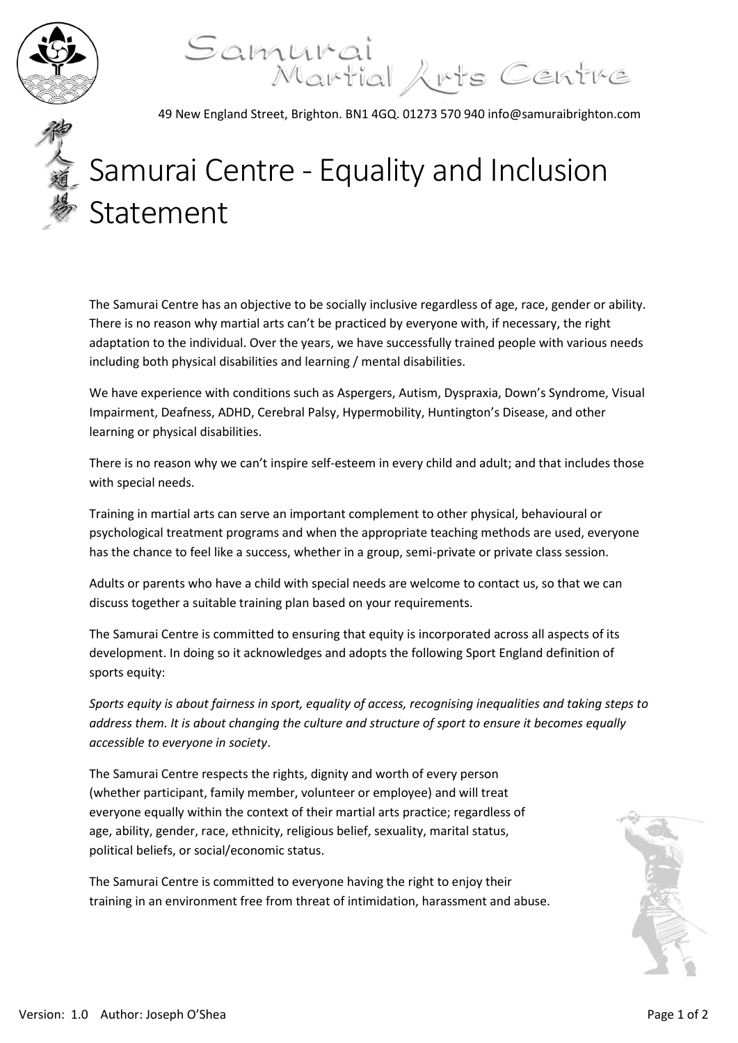Samurai Martial Arts Centre

49 New England Street, Brighton. BN1 4GQ. 01273 570 940 info@samuraibrighton.com

# Samurai Centre - Equality and Inclusion Statement

The Samurai Centre has an objective to be socially inclusive regardless of age, race, gender or ability. There is no reason why martial arts can't be practiced by everyone with, if necessary, the right adaptation to the individual. Over the years, we have successfully trained people with various needs including both physical disabilities and learning / mental disabilities.

We have experience with conditions such as Aspergers, Autism, Dyspraxia, Down's Syndrome, Visual Impairment, Deafness, ADHD, Cerebral Palsy, Hypermobility, Huntington's Disease, and other learning or physical disabilities.

There is no reason why we can't inspire self-esteem in every child and adult; and that includes those with special needs.

Training in martial arts can serve an important complement to other physical, behavioural or psychological treatment programs and when the appropriate teaching methods are used, everyone has the chance to feel like a success, whether in a group, semi-private or private class session.

Adults or parents who have a child with special needs are welcome to contact us, so that we can discuss together a suitable training plan based on your requirements.

The Samurai Centre is committed to ensuring that equity is incorporated across all aspects of its development. In doing so it acknowledges and adopts the following Sport England definition of sports equity:

*Sports equity is about fairness in sport, equality of access, recognising inequalities and taking steps to address them. It is about changing the culture and structure of sport to ensure it becomes equally accessible to everyone in society*.

The Samurai Centre respects the rights, dignity and worth of every person (whether participant, family member, volunteer or employee) and will treat everyone equally within the context of their martial arts practice; regardless of age, ability, gender, race, ethnicity, religious belief, sexuality, marital status, political beliefs, or social/economic status.

The Samurai Centre is committed to everyone having the right to enjoy their training in an environment free from threat of intimidation, harassment and abuse.

Version: 1.0 Author: Joseph O'Shea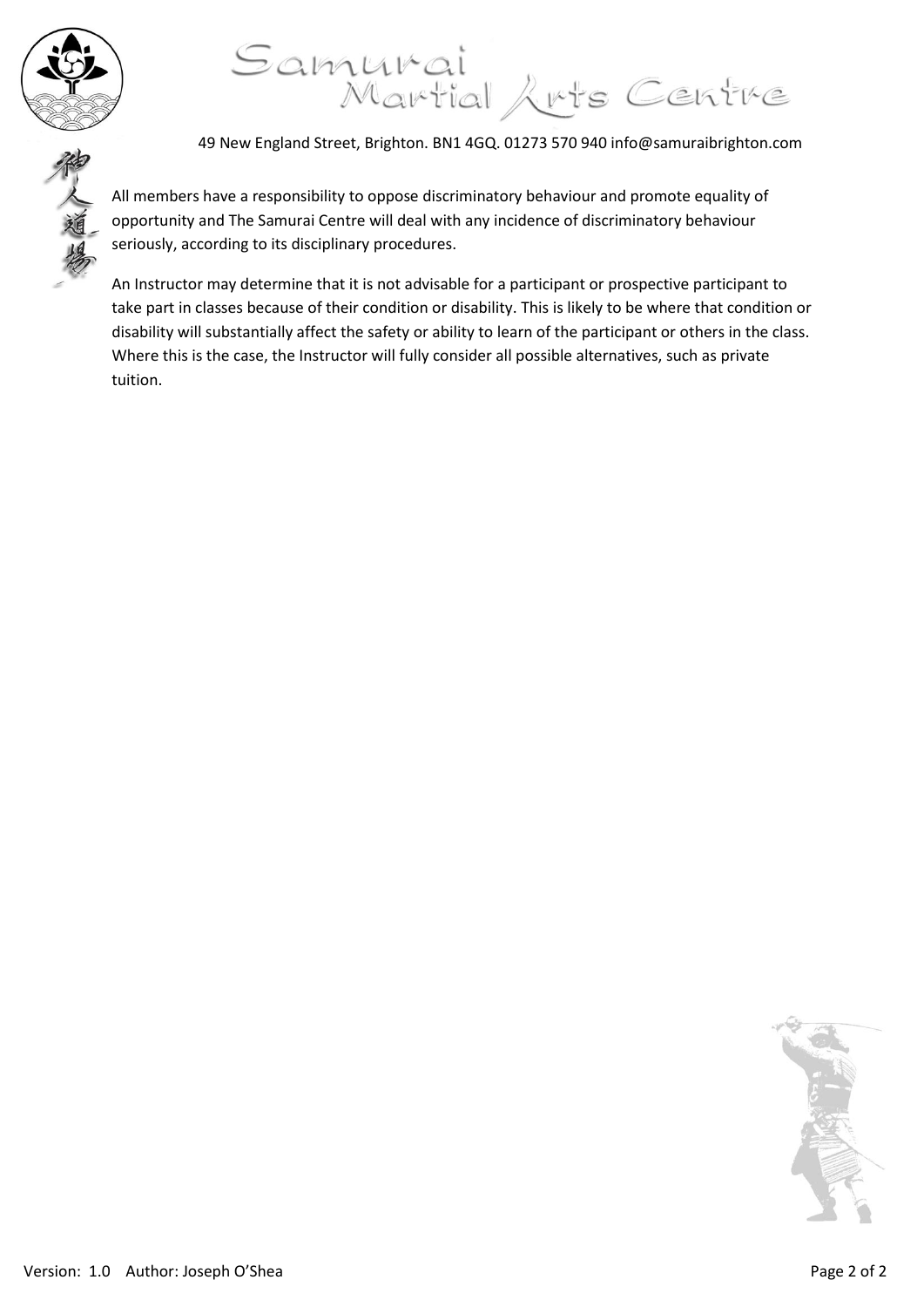All members have a responsibility to oppose discriminatory behaviour and promote equality of opportunity and The Samurai Centre will deal with any incidence of discriminatory behaviour seriously, according to its disciplinary procedures.

An Instructor may determine that it is not advisable for a participant or prospective participant to take part in classes because of their condition or disability. This is likely to be where that condition or disability will substantially affect the safety or ability to learn of the participant or others in the class. Where this is the case, the Instructor will fully consider all possible alternatives, such as private tuition.